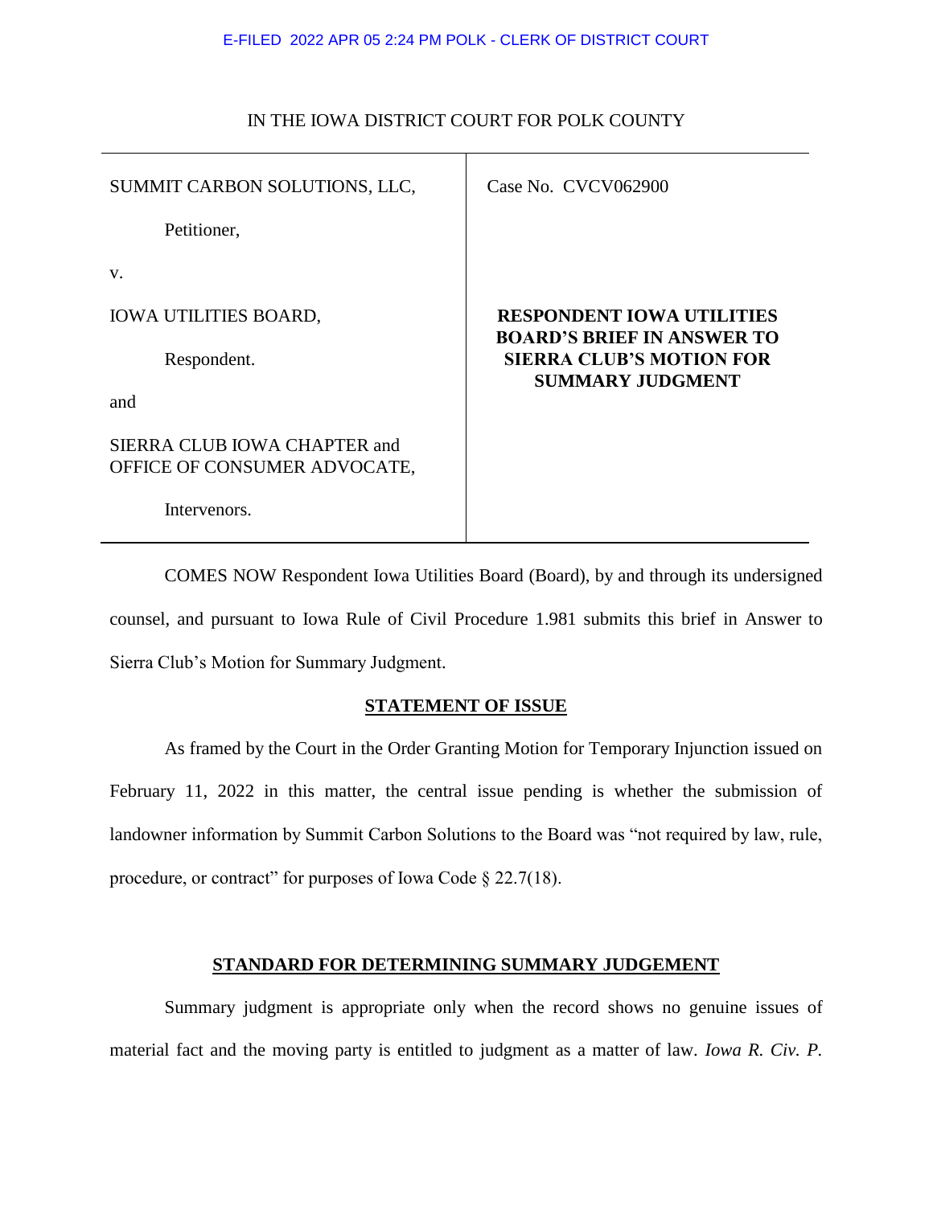E-FILED 2022 APR 05 2:24 PM POLK - CLERK OF DISTRICT COURT

IN THE IOWA DISTRICT COURT FOR POLK COUNTY

| | |
|---|---|
| SUMMIT CARBON SOLUTIONS, LLC,<br><br>Petitioner,<br><br>v.<br><br>IOWA UTILITIES BOARD,<br><br>Respondent.<br><br>and<br><br>SIERRA CLUB IOWA CHAPTER and OFFICE OF CONSUMER ADVOCATE,<br><br>Intervenors. | Case No. CVCV062900<br><br><br><br>**RESPONDENT IOWA UTILITIES BOARD'S BRIEF IN ANSWER TO SIERRA CLUB'S MOTION FOR SUMMARY JUDGMENT** |

COMES NOW Respondent Iowa Utilities Board (Board), by and through its undersigned counsel, and pursuant to Iowa Rule of Civil Procedure 1.981 submits this brief in Answer to Sierra Club's Motion for Summary Judgment.

**STATEMENT OF ISSUE**

As framed by the Court in the Order Granting Motion for Temporary Injunction issued on February 11, 2022 in this matter, the central issue pending is whether the submission of landowner information by Summit Carbon Solutions to the Board was "not required by law, rule, procedure, or contract" for purposes of Iowa Code § 22.7(18).

**STANDARD FOR DETERMINING SUMMARY JUDGEMENT**

Summary judgment is appropriate only when the record shows no genuine issues of material fact and the moving party is entitled to judgment as a matter of law. *Iowa R. Civ. P.*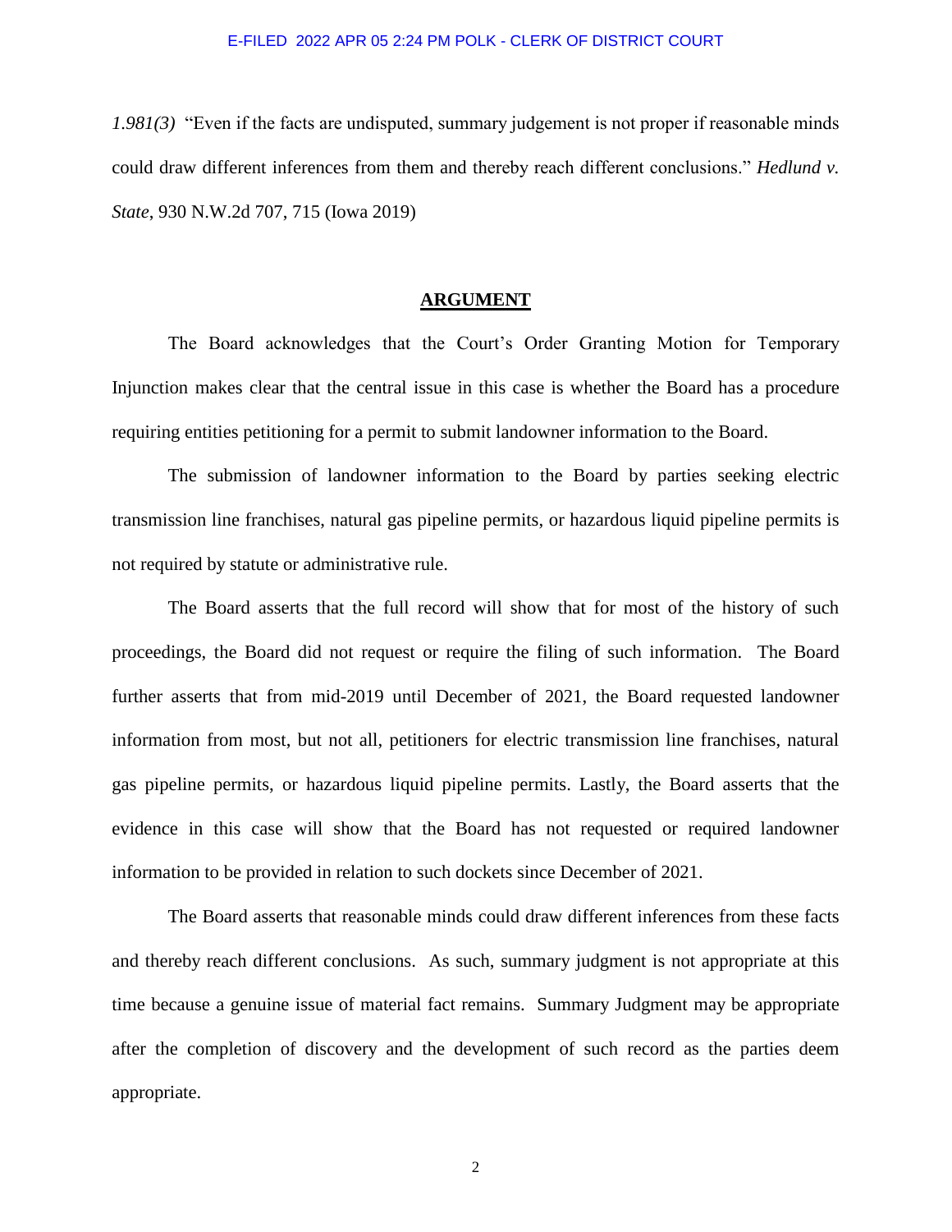*1.981(3)* "Even if the facts are undisputed, summary judgement is not proper if reasonable minds could draw different inferences from them and thereby reach different conclusions." *Hedlund v. State*, 930 N.W.2d 707, 715 (Iowa 2019)

## **ARGUMENT**

The Board acknowledges that the Court's Order Granting Motion for Temporary Injunction makes clear that the central issue in this case is whether the Board has a procedure requiring entities petitioning for a permit to submit landowner information to the Board.

The submission of landowner information to the Board by parties seeking electric transmission line franchises, natural gas pipeline permits, or hazardous liquid pipeline permits is not required by statute or administrative rule.

The Board asserts that the full record will show that for most of the history of such proceedings, the Board did not request or require the filing of such information. The Board further asserts that from mid-2019 until December of 2021, the Board requested landowner information from most, but not all, petitioners for electric transmission line franchises, natural gas pipeline permits, or hazardous liquid pipeline permits. Lastly, the Board asserts that the evidence in this case will show that the Board has not requested or required landowner information to be provided in relation to such dockets since December of 2021.

The Board asserts that reasonable minds could draw different inferences from these facts and thereby reach different conclusions. As such, summary judgment is not appropriate at this time because a genuine issue of material fact remains. Summary Judgment may be appropriate after the completion of discovery and the development of such record as the parties deem appropriate.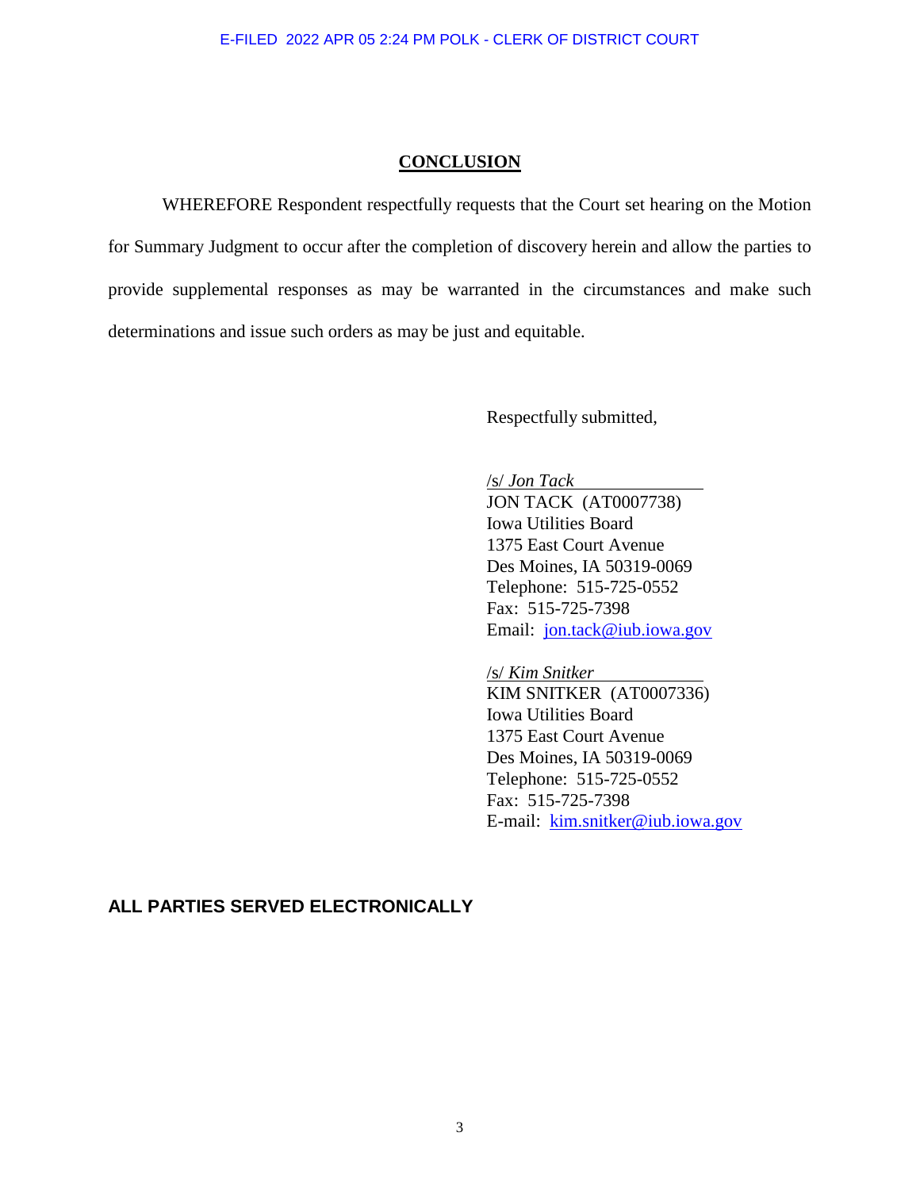## CONCLUSION

WHEREFORE Respondent respectfully requests that the Court set hearing on the Motion for Summary Judgment to occur after the completion of discovery herein and allow the parties to provide supplemental responses as may be warranted in the circumstances and make such determinations and issue such orders as may be just and equitable.

Respectfully submitted,

/s/ *Jon Tack*
JON TACK (AT0007738)
Iowa Utilities Board
1375 East Court Avenue
Des Moines, IA 50319-0069
Telephone: 515-725-0552
Fax: 515-725-7398
Email: jon.tack@iub.iowa.gov

/s/ *Kim Snitker*
KIM SNITKER (AT0007336)
Iowa Utilities Board
1375 East Court Avenue
Des Moines, IA 50319-0069
Telephone: 515-725-0552
Fax: 515-725-7398
E-mail: kim.snitker@iub.iowa.gov

**ALL PARTIES SERVED ELECTRONICALLY**